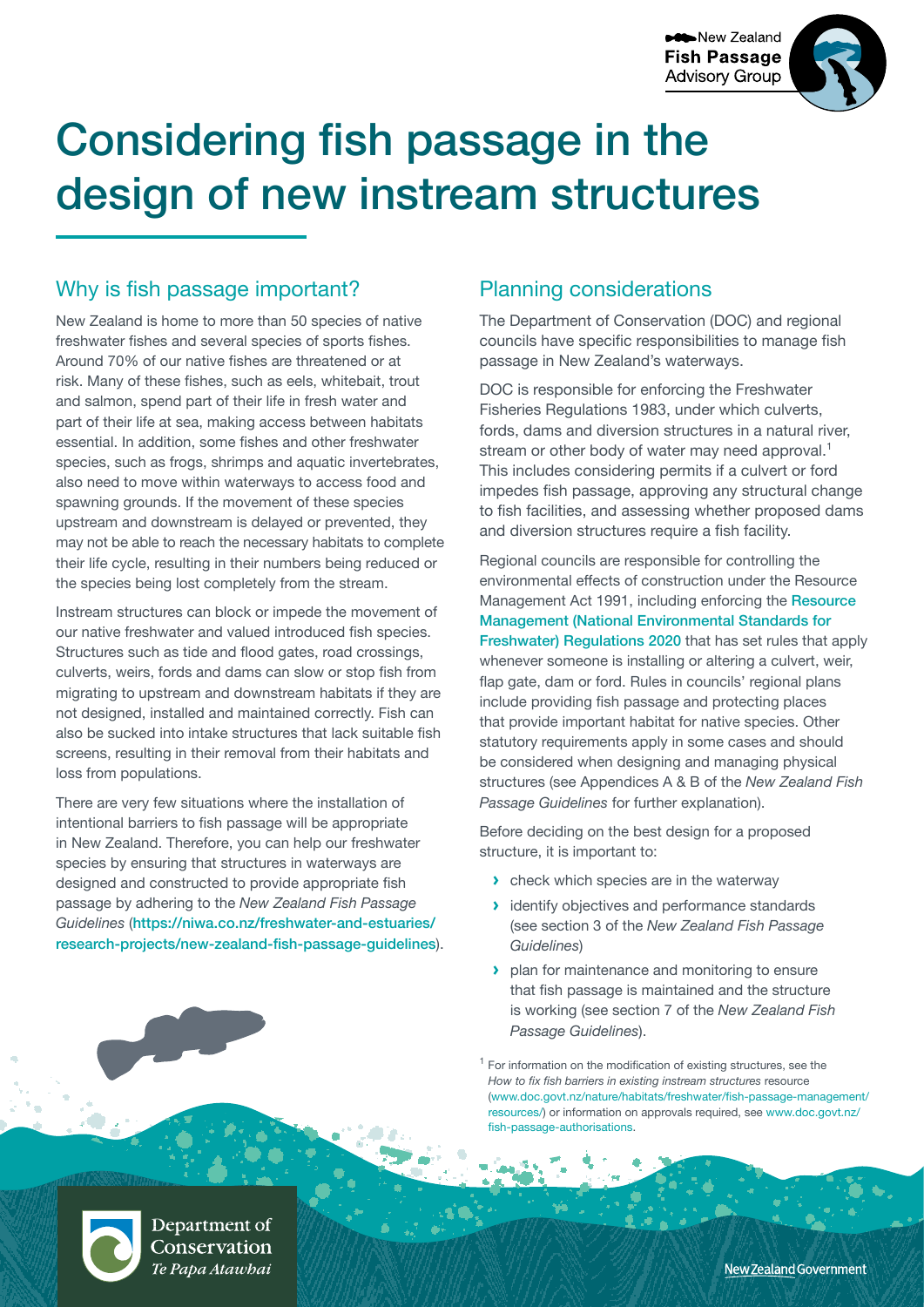New Zealand **Fish Passage** Advisory Group

# Considering fish passage in the design of new instream structures

## Why is fish passage important?

New Zealand is home to more than 50 species of native freshwater fishes and several species of sports fishes. Around 70% of our native fishes are threatened or at risk. Many of these fishes, such as eels, whitebait, trout and salmon, spend part of their life in fresh water and part of their life at sea, making access between habitats essential. In addition, some fishes and other freshwater species, such as frogs, shrimps and aquatic invertebrates, also need to move within waterways to access food and spawning grounds. If the movement of these species upstream and downstream is delayed or prevented, they may not be able to reach the necessary habitats to complete their life cycle, resulting in their numbers being reduced or the species being lost completely from the stream.

Instream structures can block or impede the movement of our native freshwater and valued introduced fish species. Structures such as tide and flood gates, road crossings, culverts, weirs, fords and dams can slow or stop fish from migrating to upstream and downstream habitats if they are not designed, installed and maintained correctly. Fish can also be sucked into intake structures that lack suitable fish screens, resulting in their removal from their habitats and loss from populations.

There are very few situations where the installation of intentional barriers to fish passage will be appropriate in New Zealand. Therefore, you can help our freshwater species by ensuring that structures in waterways are designed and constructed to provide appropriate fish passage by adhering to the *New Zealand Fish Passage Guidelines* (https://niwa.co.nz/freshwater-and-estuaries/research-projects/new-zealand-fish-passage-guidelines).

## Planning considerations

The Department of Conservation (DOC) and regional councils have specific responsibilities to manage fish passage in New Zealand's waterways.

DOC is responsible for enforcing the Freshwater Fisheries Regulations 1983, under which culverts, fords, dams and diversion structures in a natural river, stream or other body of water may need approval.[1] This includes considering permits if a culvert or ford impedes fish passage, approving any structural change to fish facilities, and assessing whether proposed dams and diversion structures require a fish facility.

Regional councils are responsible for controlling the environmental effects of construction under the Resource Management Act 1991, including enforcing the Resource Management (National Environmental Standards for Freshwater) Regulations 2020 that has set rules that apply whenever someone is installing or altering a culvert, weir, flap gate, dam or ford. Rules in councils' regional plans include providing fish passage and protecting places that provide important habitat for native species. Other statutory requirements apply in some cases and should be considered when designing and managing physical structures (see Appendices A & B of the *New Zealand Fish Passage Guidelines* for further explanation).

Before deciding on the best design for a proposed structure, it is important to:

- check which species are in the waterway
- identify objectives and performance standards (see section 3 of the *New Zealand Fish Passage Guidelines*)
- plan for maintenance and monitoring to ensure that fish passage is maintained and the structure is working (see section 7 of the *New Zealand Fish Passage Guidelines*).

[1] For information on the modification of existing structures, see the *How to fix fish barriers in existing instream structures* resource (www.doc.govt.nz/nature/habitats/freshwater/fish-passage-management/resources/) or information on approvals required, see www.doc.govt.nz/fish-passage-authorisations.

Department of Conservation
*Te Papa Atawhai*

New Zealand Government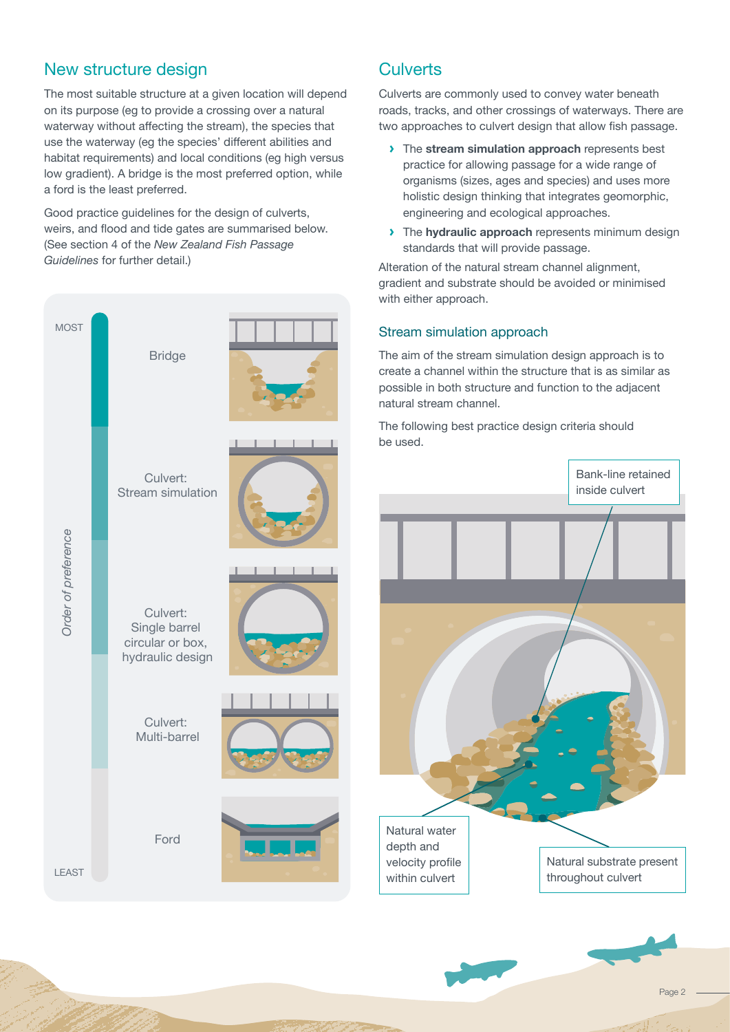## New structure design

The most suitable structure at a given location will depend on its purpose (eg to provide a crossing over a natural waterway without affecting the stream), the species that use the waterway (eg the species' different abilities and habitat requirements) and local conditions (eg high versus low gradient). A bridge is the most preferred option, while a ford is the least preferred.

Good practice guidelines for the design of culverts, weirs, and flood and tide gates are summarised below. (See section 4 of the *New Zealand Fish Passage Guidelines* for further detail.)

*Order of preference*

MOST

- Bridge
- Culvert: Stream simulation
- Culvert: Single barrel circular or box, hydraulic design
- Culvert: Multi-barrel
- Ford

LEAST

## Culverts

Culverts are commonly used to convey water beneath roads, tracks, and other crossings of waterways. There are two approaches to culvert design that allow fish passage.

- The **stream simulation approach** represents best practice for allowing passage for a wide range of organisms (sizes, ages and species) and uses more holistic design thinking that integrates geomorphic, engineering and ecological approaches.
- The **hydraulic approach** represents minimum design standards that will provide passage.

Alteration of the natural stream channel alignment, gradient and substrate should be avoided or minimised with either approach.

### Stream simulation approach

The aim of the stream simulation design approach is to create a channel within the structure that is as similar as possible in both structure and function to the adjacent natural stream channel.

The following best practice design criteria should be used.

- Bank-line retained inside culvert
- Natural water depth and velocity profile within culvert
- Natural substrate present throughout culvert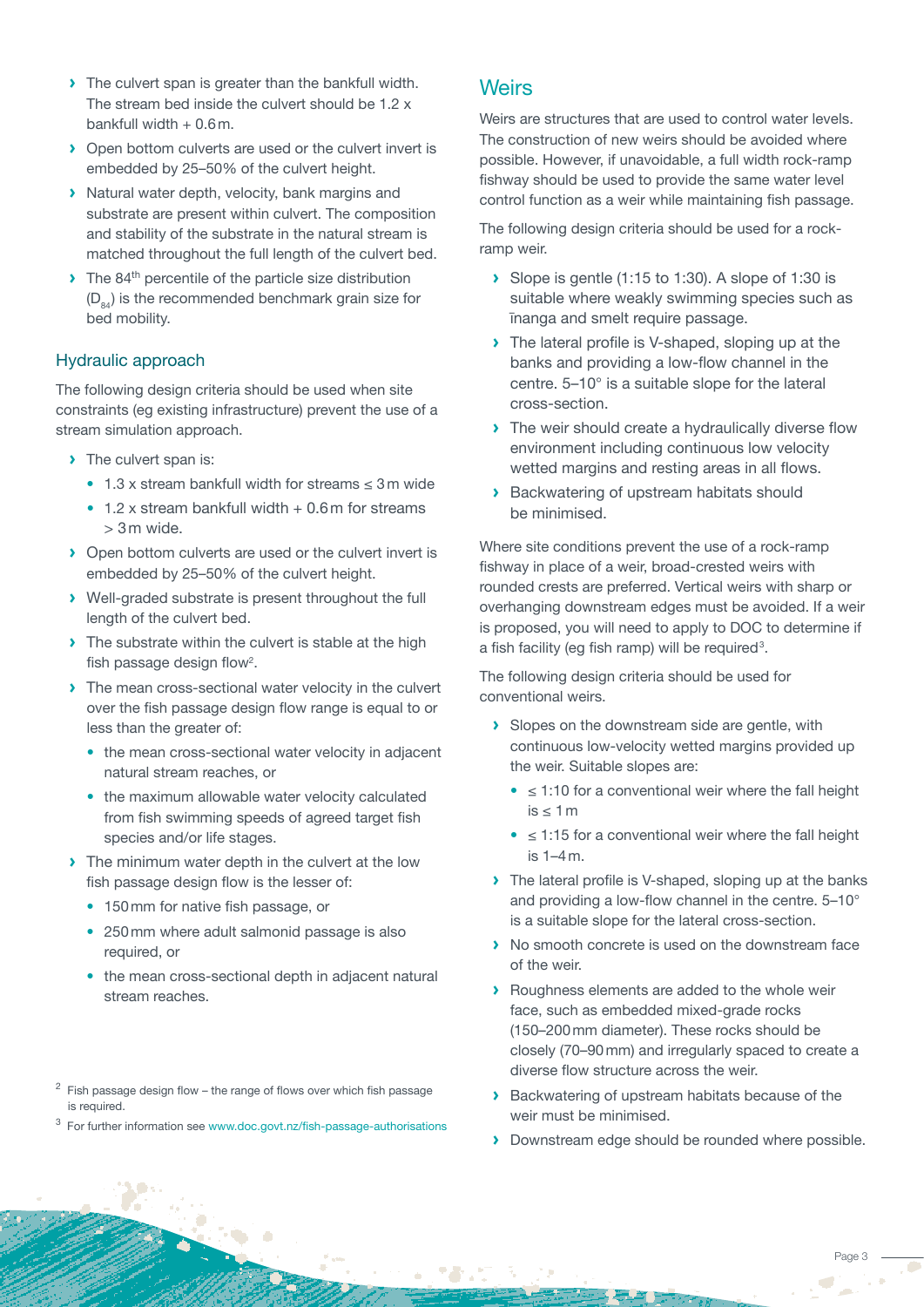- The culvert span is greater than the bankfull width. The stream bed inside the culvert should be 1.2 x bankfull width + 0.6 m.
- Open bottom culverts are used or the culvert invert is embedded by 25–50% of the culvert height.
- Natural water depth, velocity, bank margins and substrate are present within culvert. The composition and stability of the substrate in the natural stream is matched throughout the full length of the culvert bed.
- The 84th percentile of the particle size distribution ($D_{84}$) is the recommended benchmark grain size for bed mobility.

### Hydraulic approach

The following design criteria should be used when site constraints (eg existing infrastructure) prevent the use of a stream simulation approach.

- The culvert span is:
  - 1.3 x stream bankfull width for streams ≤ 3 m wide
  - 1.2 x stream bankfull width + 0.6 m for streams > 3 m wide.
- Open bottom culverts are used or the culvert invert is embedded by 25–50% of the culvert height.
- Well-graded substrate is present throughout the full length of the culvert bed.
- The substrate within the culvert is stable at the high fish passage design flow[2].
- The mean cross-sectional water velocity in the culvert over the fish passage design flow range is equal to or less than the greater of:
  - the mean cross-sectional water velocity in adjacent natural stream reaches, or
  - the maximum allowable water velocity calculated from fish swimming speeds of agreed target fish species and/or life stages.
- The minimum water depth in the culvert at the low fish passage design flow is the lesser of:
  - 150 mm for native fish passage, or
  - 250 mm where adult salmonid passage is also required, or
  - the mean cross-sectional depth in adjacent natural stream reaches.

[2] Fish passage design flow – the range of flows over which fish passage is required.

[3] For further information see www.doc.govt.nz/fish-passage-authorisations

## Weirs

Weirs are structures that are used to control water levels. The construction of new weirs should be avoided where possible. However, if unavoidable, a full width rock-ramp fishway should be used to provide the same water level control function as a weir while maintaining fish passage.

The following design criteria should be used for a rock-ramp weir.

- Slope is gentle (1:15 to 1:30). A slope of 1:30 is suitable where weakly swimming species such as īnanga and smelt require passage.
- The lateral profile is V-shaped, sloping up at the banks and providing a low-flow channel in the centre. 5–10° is a suitable slope for the lateral cross-section.
- The weir should create a hydraulically diverse flow environment including continuous low velocity wetted margins and resting areas in all flows.
- Backwatering of upstream habitats should be minimised.

Where site conditions prevent the use of a rock-ramp fishway in place of a weir, broad-crested weirs with rounded crests are preferred. Vertical weirs with sharp or overhanging downstream edges must be avoided. If a weir is proposed, you will need to apply to DOC to determine if a fish facility (eg fish ramp) will be required[3].

The following design criteria should be used for conventional weirs.

- Slopes on the downstream side are gentle, with continuous low-velocity wetted margins provided up the weir. Suitable slopes are:
  - ≤ 1:10 for a conventional weir where the fall height is ≤ 1 m
  - ≤ 1:15 for a conventional weir where the fall height is 1–4 m.
- The lateral profile is V-shaped, sloping up at the banks and providing a low-flow channel in the centre. 5–10° is a suitable slope for the lateral cross-section.
- No smooth concrete is used on the downstream face of the weir.
- Roughness elements are added to the whole weir face, such as embedded mixed-grade rocks (150–200 mm diameter). These rocks should be closely (70–90 mm) and irregularly spaced to create a diverse flow structure across the weir.
- Backwatering of upstream habitats because of the weir must be minimised.
- Downstream edge should be rounded where possible.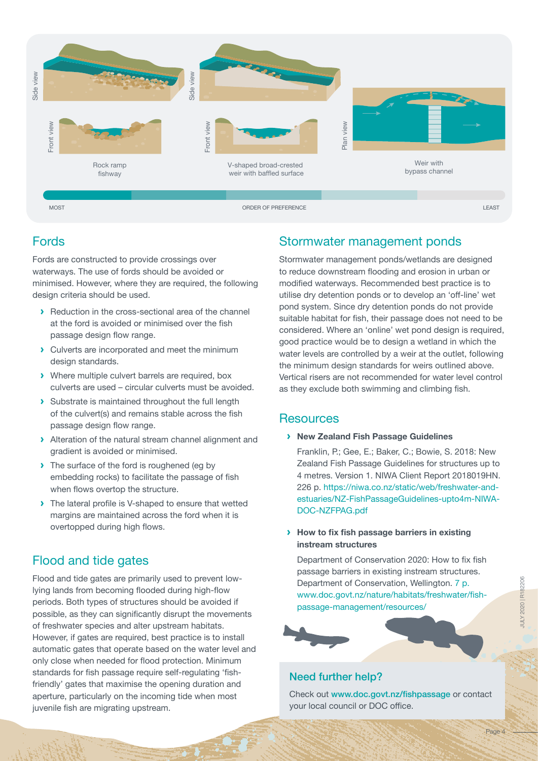Side view

Front view

Rock ramp fishway

Side view

Front view

V-shaped broad-crested weir with baffled surface

Plan view

Weir with bypass channel

MOST

ORDER OF PREFERENCE

LEAST

## Fords

Fords are constructed to provide crossings over waterways. The use of fords should be avoided or minimised. However, where they are required, the following design criteria should be used.

- Reduction in the cross-sectional area of the channel at the ford is avoided or minimised over the fish passage design flow range.
- Culverts are incorporated and meet the minimum design standards.
- Where multiple culvert barrels are required, box culverts are used – circular culverts must be avoided.
- Substrate is maintained throughout the full length of the culvert(s) and remains stable across the fish passage design flow range.
- Alteration of the natural stream channel alignment and gradient is avoided or minimised.
- The surface of the ford is roughened (eg by embedding rocks) to facilitate the passage of fish when flows overtop the structure.
- The lateral profile is V-shaped to ensure that wetted margins are maintained across the ford when it is overtopped during high flows.

## Flood and tide gates

Flood and tide gates are primarily used to prevent low-lying lands from becoming flooded during high-flow periods. Both types of structures should be avoided if possible, as they can significantly disrupt the movements of freshwater species and alter upstream habitats. However, if gates are required, best practice is to install automatic gates that operate based on the water level and only close when needed for flood protection. Minimum standards for fish passage require self-regulating 'fish-friendly' gates that maximise the opening duration and aperture, particularly on the incoming tide when most juvenile fish are migrating upstream.

## Stormwater management ponds

Stormwater management ponds/wetlands are designed to reduce downstream flooding and erosion in urban or modified waterways. Recommended best practice is to utilise dry detention ponds or to develop an 'off-line' wet pond system. Since dry detention ponds do not provide suitable habitat for fish, their passage does not need to be considered. Where an 'online' wet pond design is required, good practice would be to design a wetland in which the water levels are controlled by a weir at the outlet, following the minimum design standards for weirs outlined above. Vertical risers are not recommended for water level control as they exclude both swimming and climbing fish.

## Resources

- **New Zealand Fish Passage Guidelines**

  Franklin, P.; Gee, E.; Baker, C.; Bowie, S. 2018: New Zealand Fish Passage Guidelines for structures up to 4 metres. Version 1. NIWA Client Report 2018019HN. 226 p. https://niwa.co.nz/static/web/freshwater-and-estuaries/NZ-FishPassageGuidelines-upto4m-NIWA-DOC-NZFPAG.pdf

- **How to fix fish passage barriers in existing instream structures**

  Department of Conservation 2020: How to fix fish passage barriers in existing instream structures. Department of Conservation, Wellington. 7 p. www.doc.govt.nz/nature/habitats/freshwater/fish-passage-management/resources/

JULY 2020 | R182206

### Need further help?

Check out www.doc.govt.nz/fishpassage or contact your local council or DOC office.